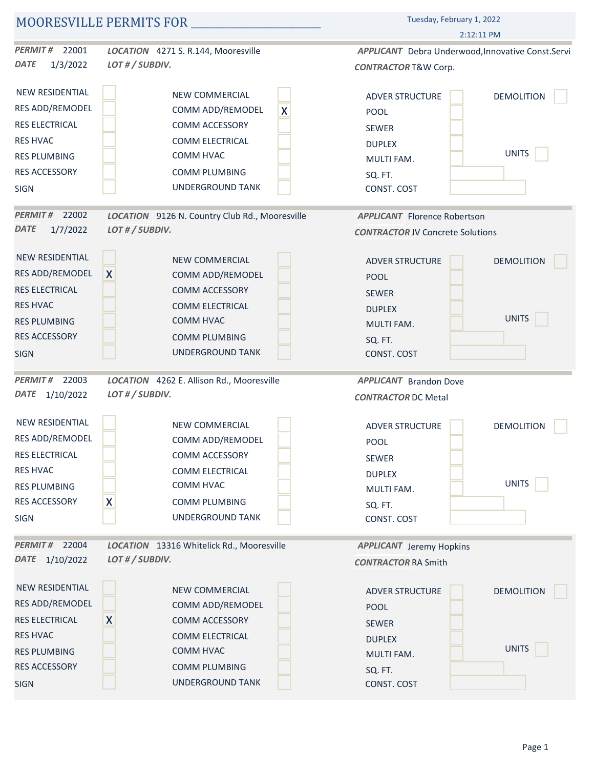# MOORESVILLE PERMITS FOR ____________________

Tuesday, February 1, 2022

2:12:11 PM

---

***PERMIT #*** 22001 ***LOCATION*** 4271 S. R.144, Mooresville ***APPLICANT*** Debra Underwood,Innovative Const.Servi

***DATE*** 1/3/2022 ***LOT # / SUBDIV.*** ***CONTRACTOR*** T&W Corp.

| | | | | | | | |
|---|---|---|---|---|---|---|---|
| NEW RESIDENTIAL | | NEW COMMERCIAL | | ADVER STRUCTURE | | DEMOLITION | |
| RES ADD/REMODEL | | COMM ADD/REMODEL | X | POOL | | | |
| RES ELECTRICAL | | COMM ACCESSORY | | SEWER | | | |
| RES HVAC | | COMM ELECTRICAL | | DUPLEX | | | |
| RES PLUMBING | | COMM HVAC | | MULTI FAM. | | UNITS | |
| RES ACCESSORY | | COMM PLUMBING | | SQ. FT. | | | |
| SIGN | | UNDERGROUND TANK | | CONST. COST | | | |

---

***PERMIT #*** 22002 ***LOCATION*** 9126 N. Country Club Rd., Mooresville ***APPLICANT*** Florence Robertson

***DATE*** 1/7/2022 ***LOT # / SUBDIV.*** ***CONTRACTOR*** JV Concrete Solutions

| | | | | | | | |
|---|---|---|---|---|---|---|---|
| NEW RESIDENTIAL | | NEW COMMERCIAL | | ADVER STRUCTURE | | DEMOLITION | |
| RES ADD/REMODEL | X | COMM ADD/REMODEL | | POOL | | | |
| RES ELECTRICAL | | COMM ACCESSORY | | SEWER | | | |
| RES HVAC | | COMM ELECTRICAL | | DUPLEX | | | |
| RES PLUMBING | | COMM HVAC | | MULTI FAM. | | UNITS | |
| RES ACCESSORY | | COMM PLUMBING | | SQ. FT. | | | |
| SIGN | | UNDERGROUND TANK | | CONST. COST | | | |

---

***PERMIT #*** 22003 ***LOCATION*** 4262 E. Allison Rd., Mooresville ***APPLICANT*** Brandon Dove

***DATE*** 1/10/2022 ***LOT # / SUBDIV.*** ***CONTRACTOR*** DC Metal

| | | | | | | | |
|---|---|---|---|---|---|---|---|
| NEW RESIDENTIAL | | NEW COMMERCIAL | | ADVER STRUCTURE | | DEMOLITION | |
| RES ADD/REMODEL | | COMM ADD/REMODEL | | POOL | | | |
| RES ELECTRICAL | | COMM ACCESSORY | | SEWER | | | |
| RES HVAC | | COMM ELECTRICAL | | DUPLEX | | | |
| RES PLUMBING | | COMM HVAC | | MULTI FAM. | | UNITS | |
| RES ACCESSORY | X | COMM PLUMBING | | SQ. FT. | | | |
| SIGN | | UNDERGROUND TANK | | CONST. COST | | | |

---

***PERMIT #*** 22004 ***LOCATION*** 13316 Whitelick Rd., Mooresville ***APPLICANT*** Jeremy Hopkins

***DATE*** 1/10/2022 ***LOT # / SUBDIV.*** ***CONTRACTOR*** RA Smith

| | | | | | | | |
|---|---|---|---|---|---|---|---|
| NEW RESIDENTIAL | | NEW COMMERCIAL | | ADVER STRUCTURE | | DEMOLITION | |
| RES ADD/REMODEL | | COMM ADD/REMODEL | | POOL | | | |
| RES ELECTRICAL | X | COMM ACCESSORY | | SEWER | | | |
| RES HVAC | | COMM ELECTRICAL | | DUPLEX | | | |
| RES PLUMBING | | COMM HVAC | | MULTI FAM. | | UNITS | |
| RES ACCESSORY | | COMM PLUMBING | | SQ. FT. | | | |
| SIGN | | UNDERGROUND TANK | | CONST. COST | | | |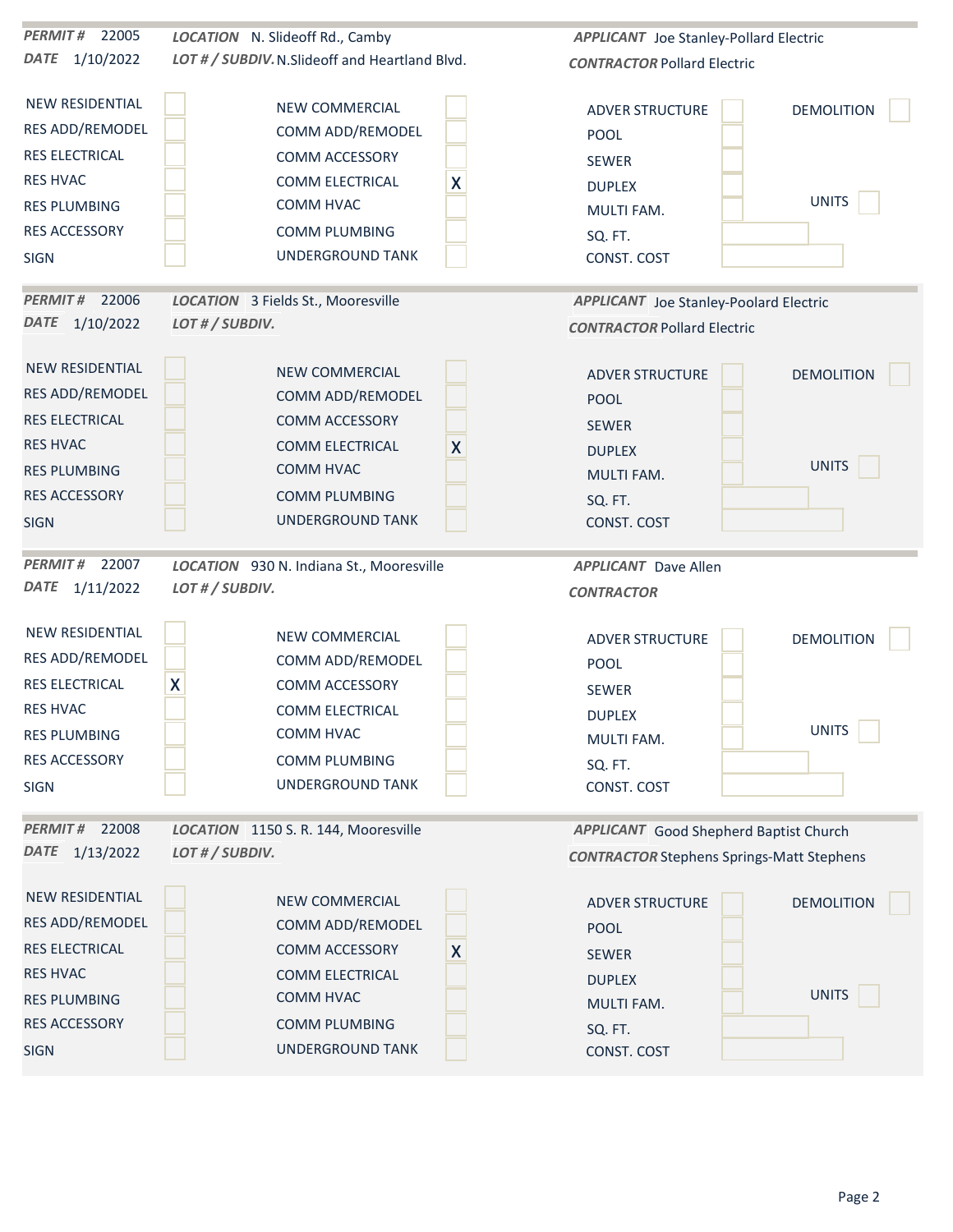**PERMIT #** 22005 **LOCATION** N. Slideoff Rd., Camby **APPLICANT** Joe Stanley-Pollard Electric

**DATE** 1/10/2022 **LOT # / SUBDIV.** N.Slideoff and Heartland Blvd. **CONTRACTOR** Pollard Electric

| | | | | | | | |
|---|---|---|---|---|---|---|---|
| NEW RESIDENTIAL | | NEW COMMERCIAL | | ADVER STRUCTURE | | DEMOLITION | |
| RES ADD/REMODEL | | COMM ADD/REMODEL | | POOL | | | |
| RES ELECTRICAL | | COMM ACCESSORY | | SEWER | | | |
| RES HVAC | | COMM ELECTRICAL | X | DUPLEX | | | |
| RES PLUMBING | | COMM HVAC | | MULTI FAM. | | UNITS | |
| RES ACCESSORY | | COMM PLUMBING | | SQ. FT. | | | |
| SIGN | | UNDERGROUND TANK | | CONST. COST | | | |

**PERMIT #** 22006 **LOCATION** 3 Fields St., Mooresville **APPLICANT** Joe Stanley-Poolard Electric

**DATE** 1/10/2022 **LOT # / SUBDIV.** **CONTRACTOR** Pollard Electric

| | | | | | | | |
|---|---|---|---|---|---|---|---|
| NEW RESIDENTIAL | | NEW COMMERCIAL | | ADVER STRUCTURE | | DEMOLITION | |
| RES ADD/REMODEL | | COMM ADD/REMODEL | | POOL | | | |
| RES ELECTRICAL | | COMM ACCESSORY | | SEWER | | | |
| RES HVAC | | COMM ELECTRICAL | X | DUPLEX | | | |
| RES PLUMBING | | COMM HVAC | | MULTI FAM. | | UNITS | |
| RES ACCESSORY | | COMM PLUMBING | | SQ. FT. | | | |
| SIGN | | UNDERGROUND TANK | | CONST. COST | | | |

**PERMIT #** 22007 **LOCATION** 930 N. Indiana St., Mooresville **APPLICANT** Dave Allen

**DATE** 1/11/2022 **LOT # / SUBDIV.** **CONTRACTOR**

| | | | | | | | |
|---|---|---|---|---|---|---|---|
| NEW RESIDENTIAL | | NEW COMMERCIAL | | ADVER STRUCTURE | | DEMOLITION | |
| RES ADD/REMODEL | | COMM ADD/REMODEL | | POOL | | | |
| RES ELECTRICAL | X | COMM ACCESSORY | | SEWER | | | |
| RES HVAC | | COMM ELECTRICAL | | DUPLEX | | | |
| RES PLUMBING | | COMM HVAC | | MULTI FAM. | | UNITS | |
| RES ACCESSORY | | COMM PLUMBING | | SQ. FT. | | | |
| SIGN | | UNDERGROUND TANK | | CONST. COST | | | |

**PERMIT #** 22008 **LOCATION** 1150 S. R. 144, Mooresville **APPLICANT** Good Shepherd Baptist Church

**DATE** 1/13/2022 **LOT # / SUBDIV.** **CONTRACTOR** Stephens Springs-Matt Stephens

| | | | | | | | |
|---|---|---|---|---|---|---|---|
| NEW RESIDENTIAL | | NEW COMMERCIAL | | ADVER STRUCTURE | | DEMOLITION | |
| RES ADD/REMODEL | | COMM ADD/REMODEL | | POOL | | | |
| RES ELECTRICAL | | COMM ACCESSORY | X | SEWER | | | |
| RES HVAC | | COMM ELECTRICAL | | DUPLEX | | | |
| RES PLUMBING | | COMM HVAC | | MULTI FAM. | | UNITS | |
| RES ACCESSORY | | COMM PLUMBING | | SQ. FT. | | | |
| SIGN | | UNDERGROUND TANK | | CONST. COST | | | |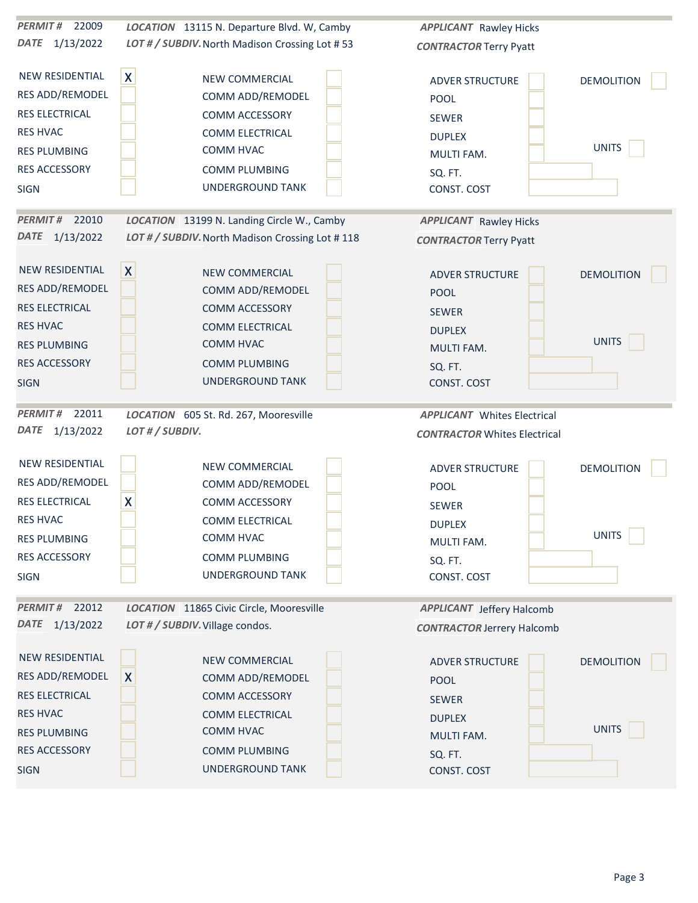**PERMIT #** 22009 **LOCATION** 13115 N. Departure Blvd. W, Camby **APPLICANT** Rawley Hicks

**DATE** 1/13/2022 **LOT # / SUBDIV.** North Madison Crossing Lot # 53 **CONTRACTOR** Terry Pyatt

| | | | | | | | |
|---|---|---|---|---|---|---|---|
| NEW RESIDENTIAL | X | NEW COMMERCIAL | | ADVER STRUCTURE | | DEMOLITION | |
| RES ADD/REMODEL | | COMM ADD/REMODEL | | POOL | | | |
| RES ELECTRICAL | | COMM ACCESSORY | | SEWER | | | |
| RES HVAC | | COMM ELECTRICAL | | DUPLEX | | | |
| RES PLUMBING | | COMM HVAC | | MULTI FAM. | | UNITS | |
| RES ACCESSORY | | COMM PLUMBING | | SQ. FT. | | | |
| SIGN | | UNDERGROUND TANK | | CONST. COST | | | |

**PERMIT #** 22010 **LOCATION** 13199 N. Landing Circle W., Camby **APPLICANT** Rawley Hicks

**DATE** 1/13/2022 **LOT # / SUBDIV.** North Madison Crossing Lot # 118 **CONTRACTOR** Terry Pyatt

| | | | | | | | |
|---|---|---|---|---|---|---|---|
| NEW RESIDENTIAL | X | NEW COMMERCIAL | | ADVER STRUCTURE | | DEMOLITION | |
| RES ADD/REMODEL | | COMM ADD/REMODEL | | POOL | | | |
| RES ELECTRICAL | | COMM ACCESSORY | | SEWER | | | |
| RES HVAC | | COMM ELECTRICAL | | DUPLEX | | | |
| RES PLUMBING | | COMM HVAC | | MULTI FAM. | | UNITS | |
| RES ACCESSORY | | COMM PLUMBING | | SQ. FT. | | | |
| SIGN | | UNDERGROUND TANK | | CONST. COST | | | |

**PERMIT #** 22011 **LOCATION** 605 St. Rd. 267, Mooresville **APPLICANT** Whites Electrical

**DATE** 1/13/2022 **LOT # / SUBDIV.** **CONTRACTOR** Whites Electrical

| | | | | | | | |
|---|---|---|---|---|---|---|---|
| NEW RESIDENTIAL | | NEW COMMERCIAL | | ADVER STRUCTURE | | DEMOLITION | |
| RES ADD/REMODEL | | COMM ADD/REMODEL | | POOL | | | |
| RES ELECTRICAL | X | COMM ACCESSORY | | SEWER | | | |
| RES HVAC | | COMM ELECTRICAL | | DUPLEX | | | |
| RES PLUMBING | | COMM HVAC | | MULTI FAM. | | UNITS | |
| RES ACCESSORY | | COMM PLUMBING | | SQ. FT. | | | |
| SIGN | | UNDERGROUND TANK | | CONST. COST | | | |

**PERMIT #** 22012 **LOCATION** 11865 Civic Circle, Mooresville **APPLICANT** Jeffery Halcomb

**DATE** 1/13/2022 **LOT # / SUBDIV.** Village condos. **CONTRACTOR** Jerrery Halcomb

| | | | | | | | |
|---|---|---|---|---|---|---|---|
| NEW RESIDENTIAL | | NEW COMMERCIAL | | ADVER STRUCTURE | | DEMOLITION | |
| RES ADD/REMODEL | X | COMM ADD/REMODEL | | POOL | | | |
| RES ELECTRICAL | | COMM ACCESSORY | | SEWER | | | |
| RES HVAC | | COMM ELECTRICAL | | DUPLEX | | | |
| RES PLUMBING | | COMM HVAC | | MULTI FAM. | | UNITS | |
| RES ACCESSORY | | COMM PLUMBING | | SQ. FT. | | | |
| SIGN | | UNDERGROUND TANK | | CONST. COST | | | |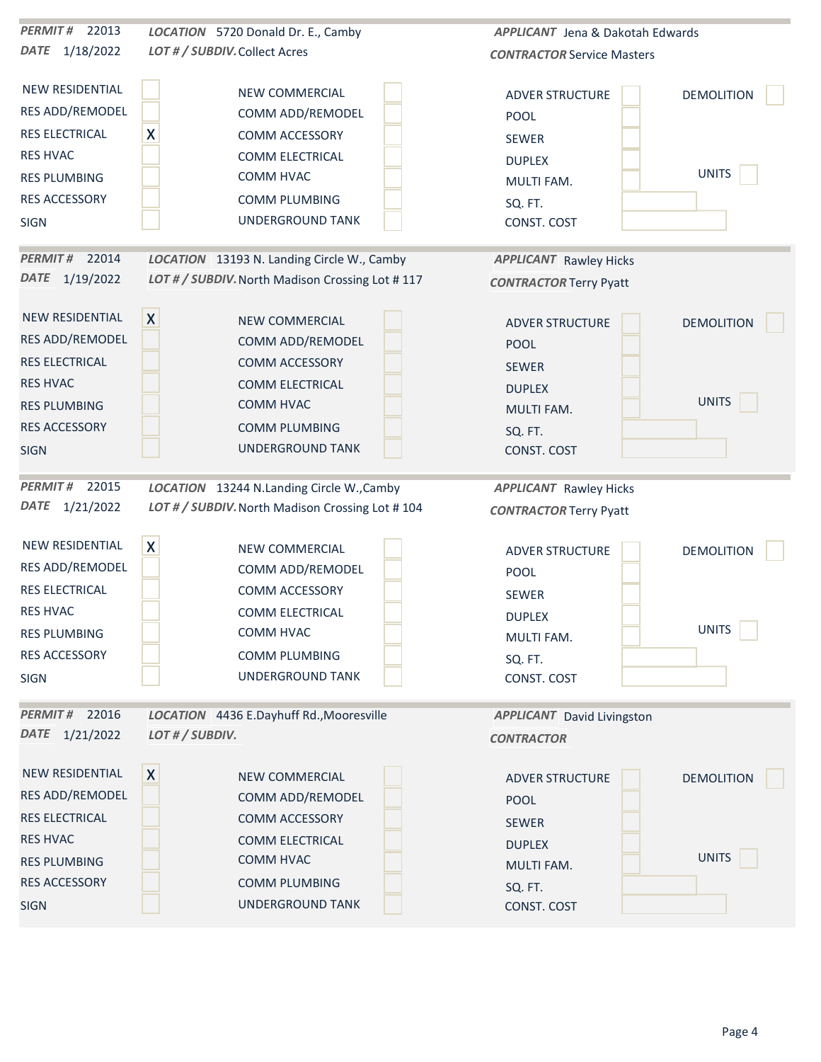**PERMIT #** 22013 **LOCATION** 5720 Donald Dr. E., Camby **APPLICANT** Jena & Dakotah Edwards
**DATE** 1/18/2022 **LOT # / SUBDIV.** Collect Acres **CONTRACTOR** Service Masters

| | | | | | | | |
|---|---|---|---|---|---|---|---|
| NEW RESIDENTIAL | | NEW COMMERCIAL | | ADVER STRUCTURE | | DEMOLITION | |
| RES ADD/REMODEL | | COMM ADD/REMODEL | | POOL | | | |
| RES ELECTRICAL | X | COMM ACCESSORY | | SEWER | | | |
| RES HVAC | | COMM ELECTRICAL | | DUPLEX | | | |
| RES PLUMBING | | COMM HVAC | | MULTI FAM. | | UNITS | |
| RES ACCESSORY | | COMM PLUMBING | | SQ. FT. | | | |
| SIGN | | UNDERGROUND TANK | | CONST. COST | | | |

**PERMIT #** 22014 **LOCATION** 13193 N. Landing Circle W., Camby **APPLICANT** Rawley Hicks
**DATE** 1/19/2022 **LOT # / SUBDIV.** North Madison Crossing Lot # 117 **CONTRACTOR** Terry Pyatt

| | | | | | | | |
|---|---|---|---|---|---|---|---|
| NEW RESIDENTIAL | X | NEW COMMERCIAL | | ADVER STRUCTURE | | DEMOLITION | |
| RES ADD/REMODEL | | COMM ADD/REMODEL | | POOL | | | |
| RES ELECTRICAL | | COMM ACCESSORY | | SEWER | | | |
| RES HVAC | | COMM ELECTRICAL | | DUPLEX | | | |
| RES PLUMBING | | COMM HVAC | | MULTI FAM. | | UNITS | |
| RES ACCESSORY | | COMM PLUMBING | | SQ. FT. | | | |
| SIGN | | UNDERGROUND TANK | | CONST. COST | | | |

**PERMIT #** 22015 **LOCATION** 13244 N.Landing Circle W.,Camby **APPLICANT** Rawley Hicks
**DATE** 1/21/2022 **LOT # / SUBDIV.** North Madison Crossing Lot # 104 **CONTRACTOR** Terry Pyatt

| | | | | | | | |
|---|---|---|---|---|---|---|---|
| NEW RESIDENTIAL | X | NEW COMMERCIAL | | ADVER STRUCTURE | | DEMOLITION | |
| RES ADD/REMODEL | | COMM ADD/REMODEL | | POOL | | | |
| RES ELECTRICAL | | COMM ACCESSORY | | SEWER | | | |
| RES HVAC | | COMM ELECTRICAL | | DUPLEX | | | |
| RES PLUMBING | | COMM HVAC | | MULTI FAM. | | UNITS | |
| RES ACCESSORY | | COMM PLUMBING | | SQ. FT. | | | |
| SIGN | | UNDERGROUND TANK | | CONST. COST | | | |

**PERMIT #** 22016 **LOCATION** 4436 E.Dayhuff Rd.,Mooresville **APPLICANT** David Livingston
**DATE** 1/21/2022 **LOT # / SUBDIV.** **CONTRACTOR**

| | | | | | | | |
|---|---|---|---|---|---|---|---|
| NEW RESIDENTIAL | X | NEW COMMERCIAL | | ADVER STRUCTURE | | DEMOLITION | |
| RES ADD/REMODEL | | COMM ADD/REMODEL | | POOL | | | |
| RES ELECTRICAL | | COMM ACCESSORY | | SEWER | | | |
| RES HVAC | | COMM ELECTRICAL | | DUPLEX | | | |
| RES PLUMBING | | COMM HVAC | | MULTI FAM. | | UNITS | |
| RES ACCESSORY | | COMM PLUMBING | | SQ. FT. | | | |
| SIGN | | UNDERGROUND TANK | | CONST. COST | | | |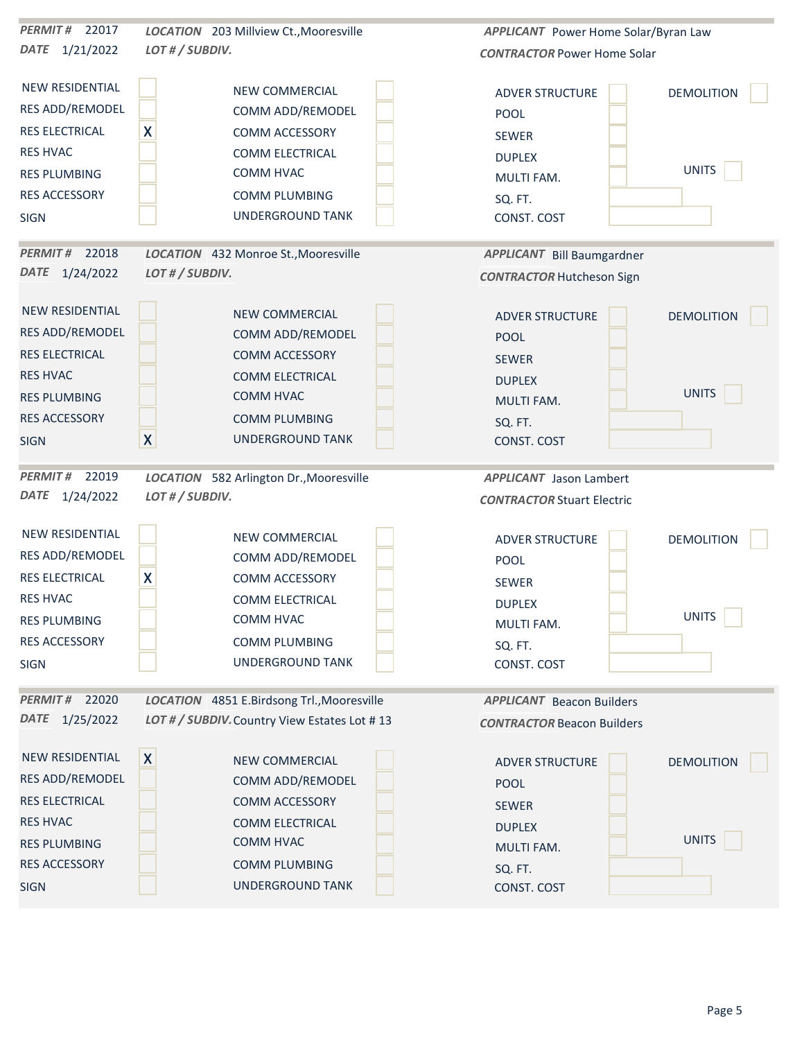**PERMIT #** 22017 **LOCATION** 203 Millview Ct.,Mooresville **APPLICANT** Power Home Solar/Byran Law
**DATE** 1/21/2022 **LOT # / SUBDIV.** **CONTRACTOR** Power Home Solar

| | | | | | | | |
|---|---|---|---|---|---|---|---|
| NEW RESIDENTIAL | | NEW COMMERCIAL | | ADVER STRUCTURE | | DEMOLITION | |
| RES ADD/REMODEL | | COMM ADD/REMODEL | | POOL | | | |
| RES ELECTRICAL | X | COMM ACCESSORY | | SEWER | | | |
| RES HVAC | | COMM ELECTRICAL | | DUPLEX | | | |
| RES PLUMBING | | COMM HVAC | | MULTI FAM. | | UNITS | |
| RES ACCESSORY | | COMM PLUMBING | | SQ. FT. | | | |
| SIGN | | UNDERGROUND TANK | | CONST. COST | | | |

**PERMIT #** 22018 **LOCATION** 432 Monroe St.,Mooresville **APPLICANT** Bill Baumgardner
**DATE** 1/24/2022 **LOT # / SUBDIV.** **CONTRACTOR** Hutcheson Sign

| | | | | | | | |
|---|---|---|---|---|---|---|---|
| NEW RESIDENTIAL | | NEW COMMERCIAL | | ADVER STRUCTURE | | DEMOLITION | |
| RES ADD/REMODEL | | COMM ADD/REMODEL | | POOL | | | |
| RES ELECTRICAL | | COMM ACCESSORY | | SEWER | | | |
| RES HVAC | | COMM ELECTRICAL | | DUPLEX | | | |
| RES PLUMBING | | COMM HVAC | | MULTI FAM. | | UNITS | |
| RES ACCESSORY | | COMM PLUMBING | | SQ. FT. | | | |
| SIGN | X | UNDERGROUND TANK | | CONST. COST | | | |

**PERMIT #** 22019 **LOCATION** 582 Arlington Dr.,Mooresville **APPLICANT** Jason Lambert
**DATE** 1/24/2022 **LOT # / SUBDIV.** **CONTRACTOR** Stuart Electric

| | | | | | | | |
|---|---|---|---|---|---|---|---|
| NEW RESIDENTIAL | | NEW COMMERCIAL | | ADVER STRUCTURE | | DEMOLITION | |
| RES ADD/REMODEL | | COMM ADD/REMODEL | | POOL | | | |
| RES ELECTRICAL | X | COMM ACCESSORY | | SEWER | | | |
| RES HVAC | | COMM ELECTRICAL | | DUPLEX | | | |
| RES PLUMBING | | COMM HVAC | | MULTI FAM. | | UNITS | |
| RES ACCESSORY | | COMM PLUMBING | | SQ. FT. | | | |
| SIGN | | UNDERGROUND TANK | | CONST. COST | | | |

**PERMIT #** 22020 **LOCATION** 4851 E.Birdsong Trl.,Mooresville **APPLICANT** Beacon Builders
**DATE** 1/25/2022 **LOT # / SUBDIV.** Country View Estates Lot # 13 **CONTRACTOR** Beacon Builders

| | | | | | | | |
|---|---|---|---|---|---|---|---|
| NEW RESIDENTIAL | X | NEW COMMERCIAL | | ADVER STRUCTURE | | DEMOLITION | |
| RES ADD/REMODEL | | COMM ADD/REMODEL | | POOL | | | |
| RES ELECTRICAL | | COMM ACCESSORY | | SEWER | | | |
| RES HVAC | | COMM ELECTRICAL | | DUPLEX | | | |
| RES PLUMBING | | COMM HVAC | | MULTI FAM. | | UNITS | |
| RES ACCESSORY | | COMM PLUMBING | | SQ. FT. | | | |
| SIGN | | UNDERGROUND TANK | | CONST. COST | | | |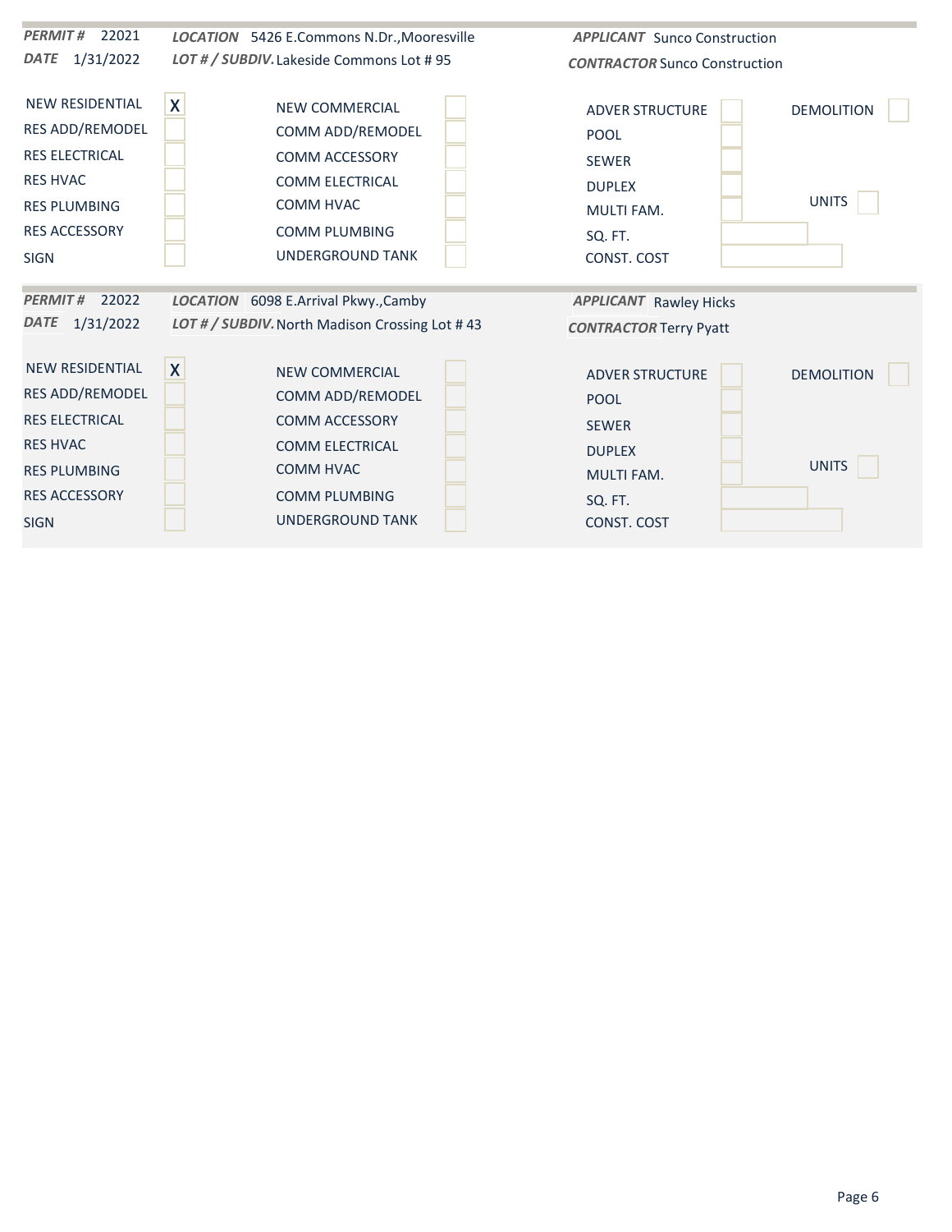**PERMIT #** 22021 **LOCATION** 5426 E.Commons N.Dr.,Mooresville **APPLICANT** Sunco Construction
**DATE** 1/31/2022 **LOT # / SUBDIV.** Lakeside Commons Lot # 95 **CONTRACTOR** Sunco Construction

| | | | | | | | |
|---|---|---|---|---|---|---|---|
| NEW RESIDENTIAL | X | NEW COMMERCIAL | | ADVER STRUCTURE | | DEMOLITION | |
| RES ADD/REMODEL | | COMM ADD/REMODEL | | POOL | | | |
| RES ELECTRICAL | | COMM ACCESSORY | | SEWER | | | |
| RES HVAC | | COMM ELECTRICAL | | DUPLEX | | | |
| RES PLUMBING | | COMM HVAC | | MULTI FAM. | | UNITS | |
| RES ACCESSORY | | COMM PLUMBING | | SQ. FT. | | | |
| SIGN | | UNDERGROUND TANK | | CONST. COST | | | |

**PERMIT #** 22022 **LOCATION** 6098 E.Arrival Pkwy.,Camby **APPLICANT** Rawley Hicks
**DATE** 1/31/2022 **LOT # / SUBDIV.** North Madison Crossing Lot # 43 **CONTRACTOR** Terry Pyatt

| | | | | | | | |
|---|---|---|---|---|---|---|---|
| NEW RESIDENTIAL | X | NEW COMMERCIAL | | ADVER STRUCTURE | | DEMOLITION | |
| RES ADD/REMODEL | | COMM ADD/REMODEL | | POOL | | | |
| RES ELECTRICAL | | COMM ACCESSORY | | SEWER | | | |
| RES HVAC | | COMM ELECTRICAL | | DUPLEX | | | |
| RES PLUMBING | | COMM HVAC | | MULTI FAM. | | UNITS | |
| RES ACCESSORY | | COMM PLUMBING | | SQ. FT. | | | |
| SIGN | | UNDERGROUND TANK | | CONST. COST | | | |